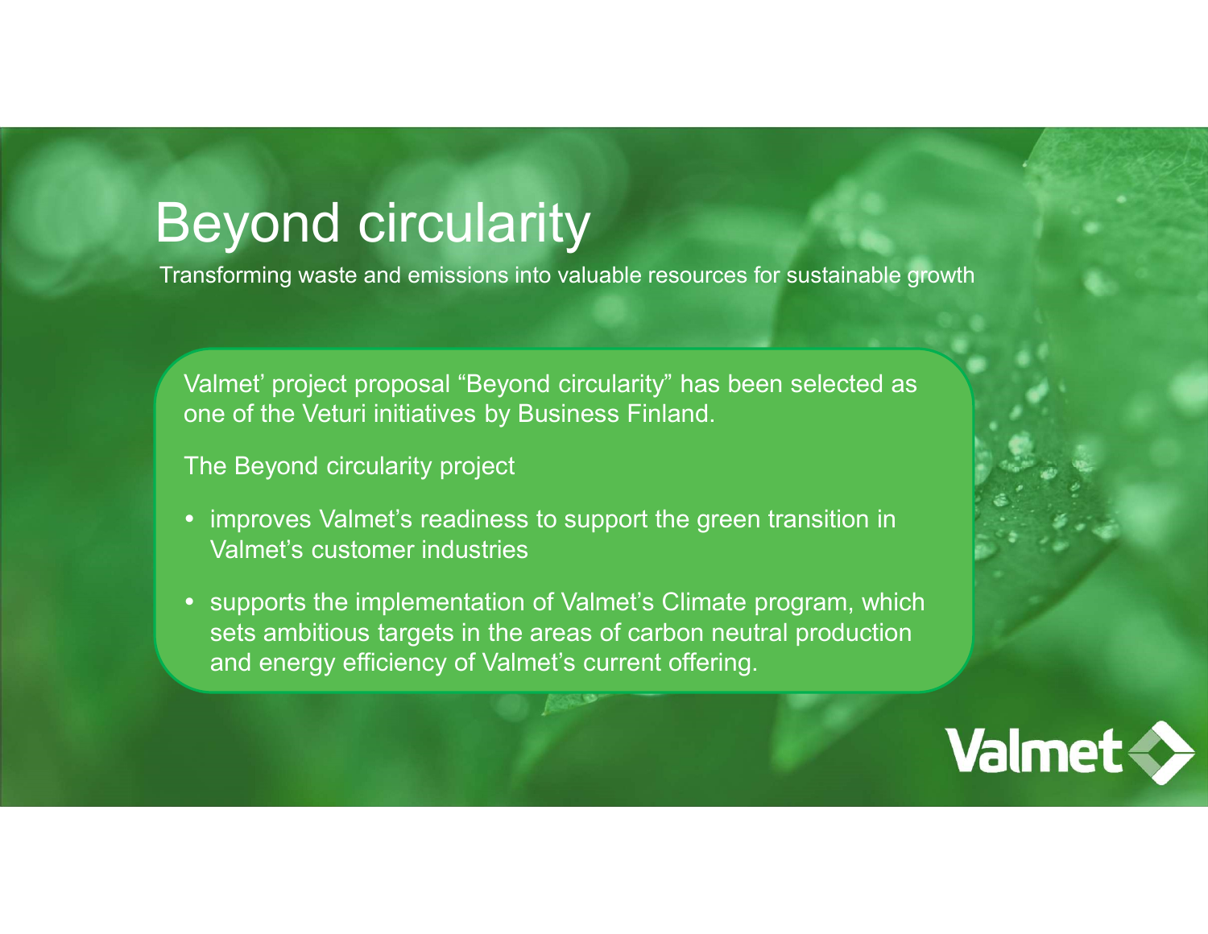# Beyond circularity

Transforming waste and emissions into valuable resources for sustainable growth

Valmet' project proposal "Beyond circularity" has been selected as one of the Veturi initiatives by Business Finland.

The Beyond circularity project

- improves Valmet's readiness to support the green transition in Valmet's customer industries
- supports the implementation of Valmet's Climate program, which sets ambitious targets in the areas of carbon neutral production and energy efficiency of Valmet's current offering.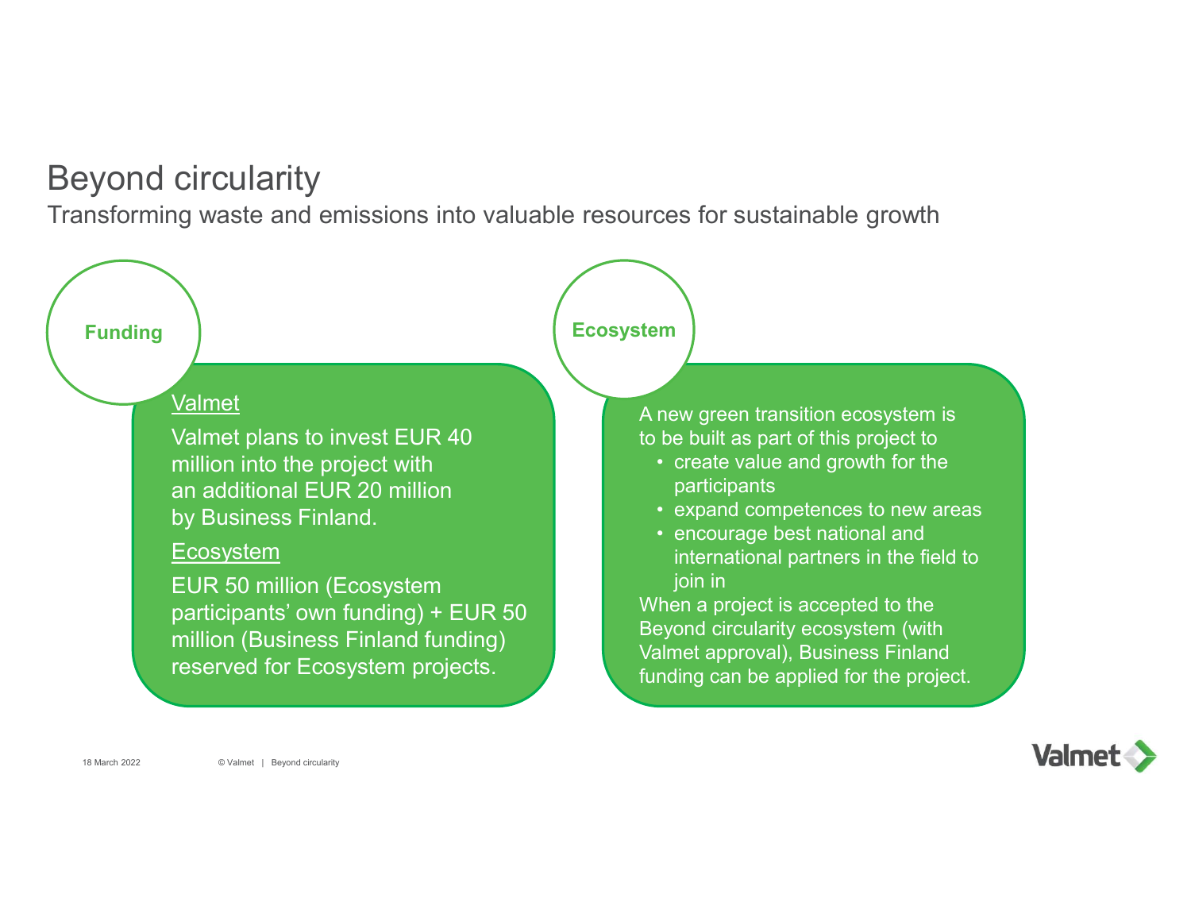# Beyond circularity

Transforming waste and emissions into valuable resources for sustainable growth

## Funding

**Valmet**

Valmet plans to invest EUR 40 million into the project with an additional EUR 20 million by Business Finland.

**Ecosystem**

EUR 50 million (Ecosystem participants' own funding) + EUR 50 million (Business Finland funding) reserved for Ecosystem projects.

## Ecosystem

A new green transition ecosystem is to be built as part of this project to

- create value and growth for the participants
- expand competences to new areas
- encourage best national and international partners in the field to join in

When a project is accepted to the Beyond circularity ecosystem (with Valmet approval), Business Finland funding can be applied for the project.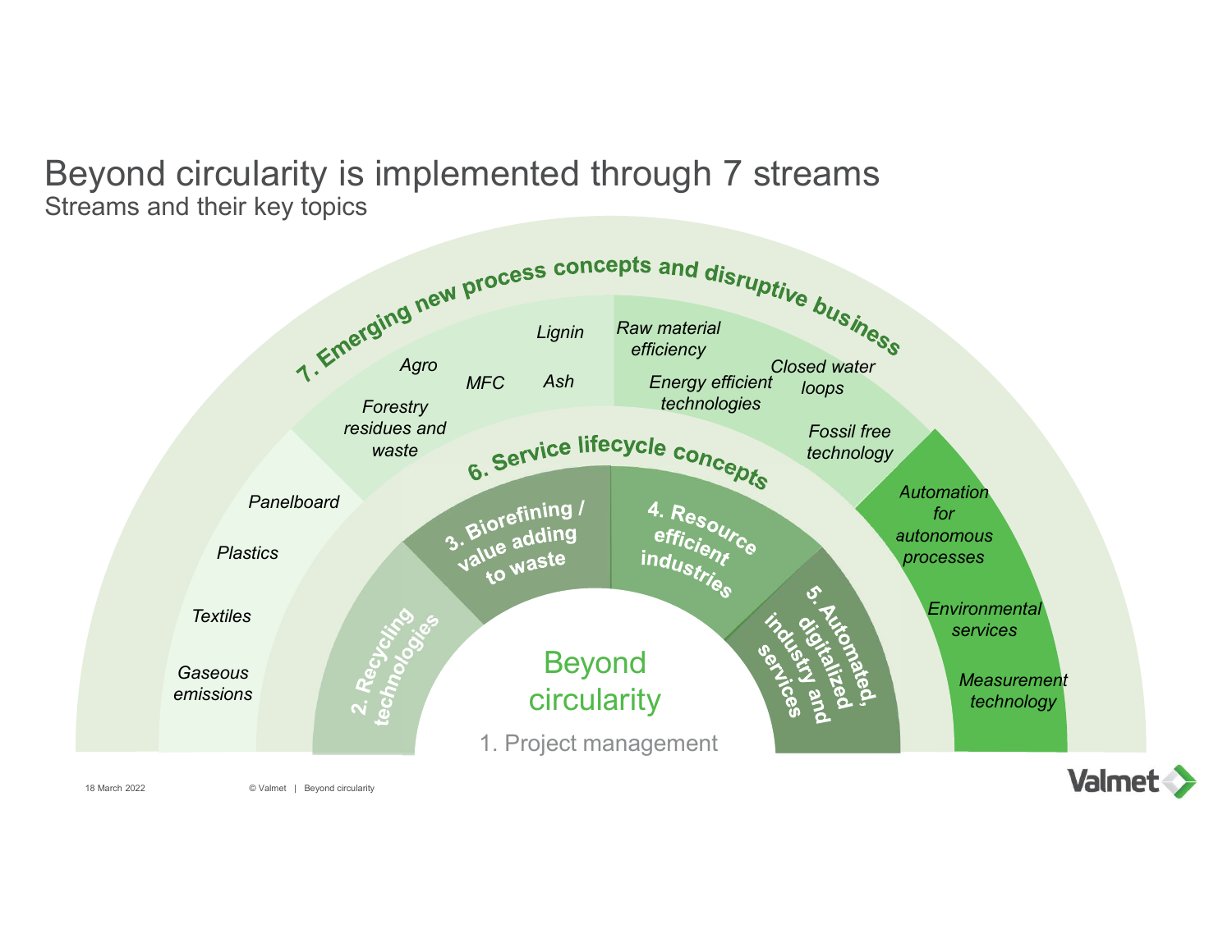# Beyond circularity is implemented through 7 streams

Streams and their key topics

**7. Emerging new process concepts and disruptive business**

*Panelboard*

*Plastics*

*Textiles*

*Gaseous emissions*

*Agro*

*Forestry residues and waste*

*MFC*

*Lignin*

*Ash*

*Raw material efficiency*

*Energy efficient technologies*

*Closed water loops*

*Fossil free technology*

*Automation for autonomous processes*

*Environmental services*

*Measurement technology*

**6. Service lifecycle concepts**

**2. Recycling technologies**

**3. Biorefining / value adding to waste**

**4. Resource efficient industries**

**5. Automated, digitalized industry and services**

Beyond circularity

1. Project management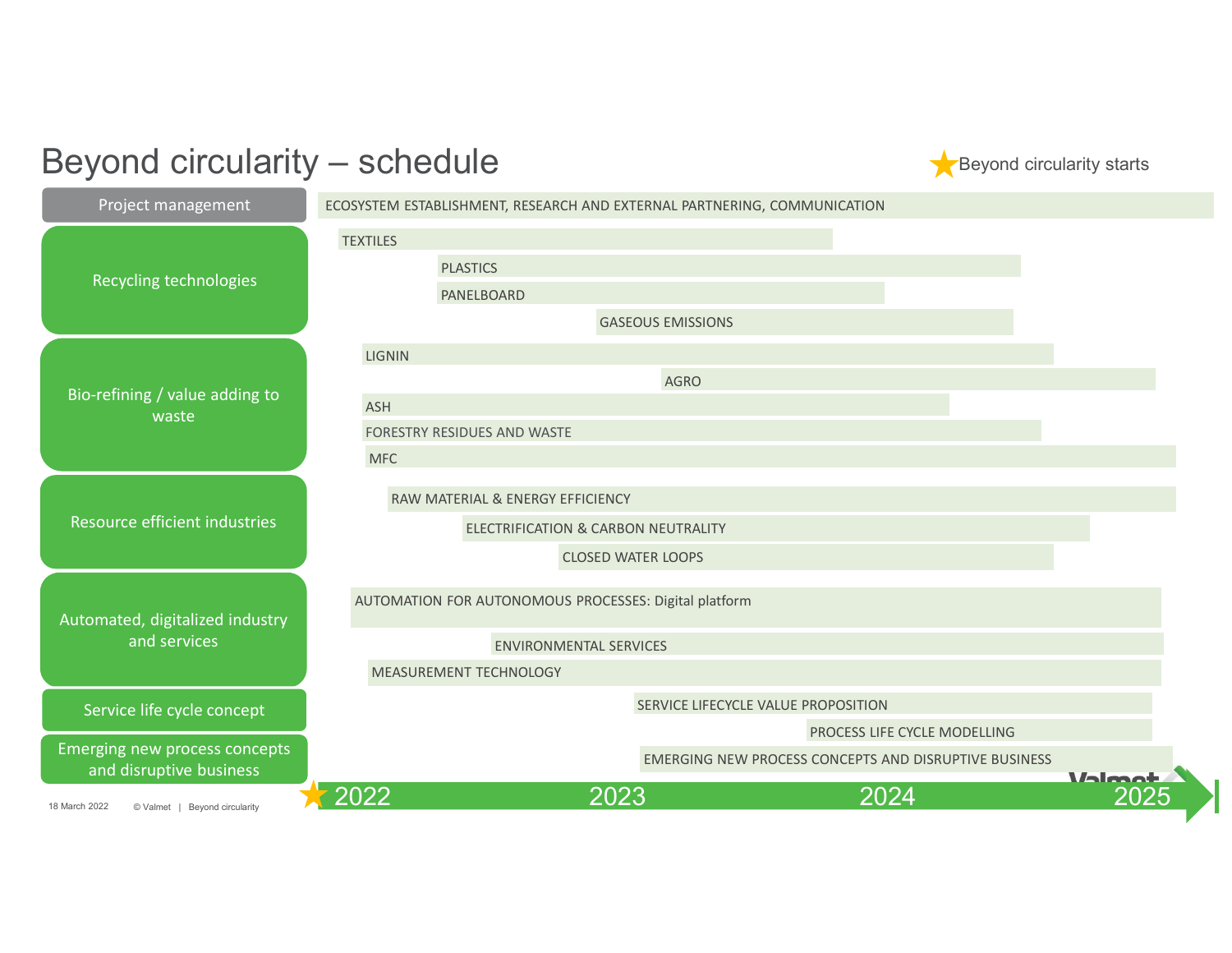# Beyond circularity – schedule

★ Beyond circularity starts

Project management

ECOSYSTEM ESTABLISHMENT, RESEARCH AND EXTERNAL PARTNERING, COMMUNICATION

Recycling technologies

TEXTILES

PLASTICS

PANELBOARD

GASEOUS EMISSIONS

Bio-refining / value adding to waste

LIGNIN

AGRO

ASH

FORESTRY RESIDUES AND WASTE

MFC

Resource efficient industries

RAW MATERIAL & ENERGY EFFICIENCY

ELECTRIFICATION & CARBON NEUTRALITY

CLOSED WATER LOOPS

Automated, digitalized industry and services

AUTOMATION FOR AUTONOMOUS PROCESSES: Digital platform

ENVIRONMENTAL SERVICES

MEASUREMENT TECHNOLOGY

Service life cycle concept

SERVICE LIFECYCLE VALUE PROPOSITION

PROCESS LIFE CYCLE MODELLING

Emerging new process concepts and disruptive business

EMERGING NEW PROCESS CONCEPTS AND DISRUPTIVE BUSINESS

2022

2023

2024

2025